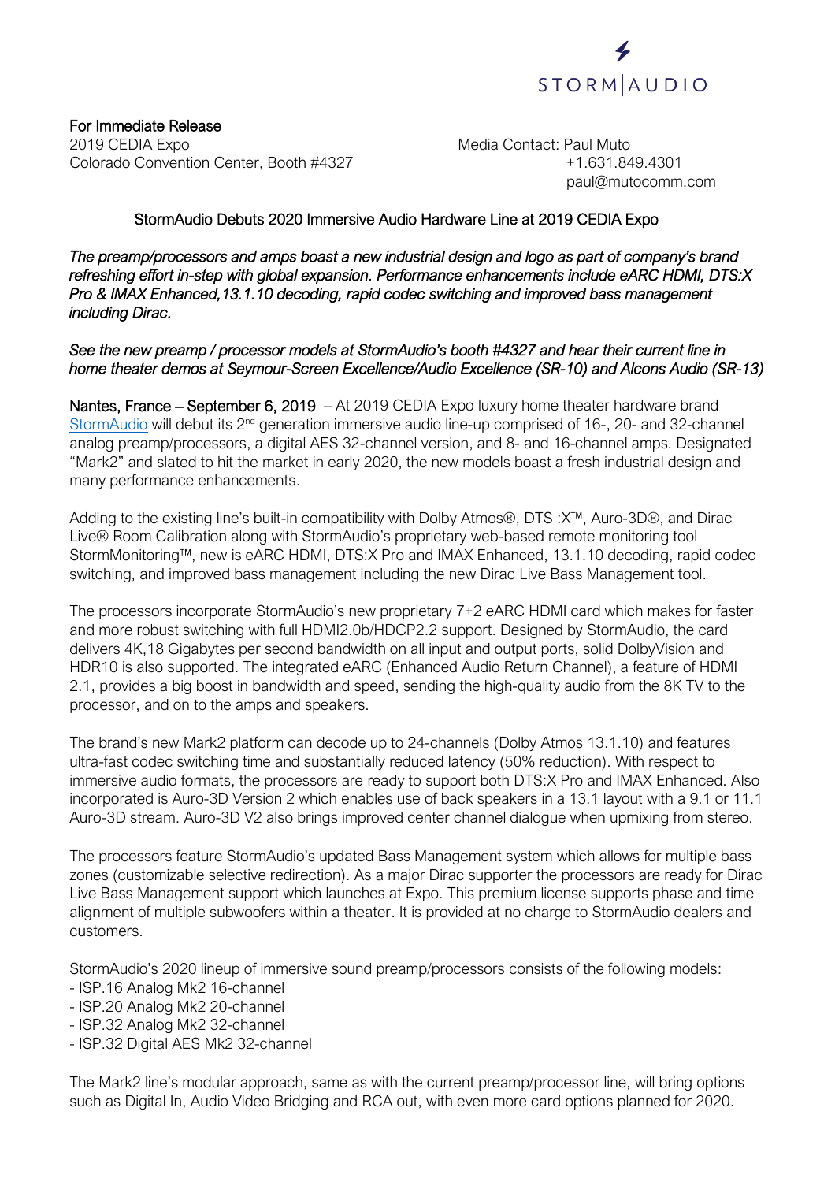STORM|AUDIO

**For Immediate Release**
2019 CEDIA Expo
Colorado Convention Center, Booth #4327

Media Contact: Paul Muto
+1.631.849.4301
paul@mutocomm.com

## StormAudio Debuts 2020 Immersive Audio Hardware Line at 2019 CEDIA Expo

*The preamp/processors and amps boast a new industrial design and logo as part of company's brand refreshing effort in-step with global expansion. Performance enhancements include eARC HDMI, DTS:X Pro & IMAX Enhanced,13.1.10 decoding, rapid codec switching and improved bass management including Dirac.*

*See the new preamp / processor models at StormAudio's booth #4327 and hear their current line in home theater demos at Seymour-Screen Excellence/Audio Excellence (SR-10) and Alcons Audio (SR-13)*

**Nantes, France – September 6, 2019** – At 2019 CEDIA Expo luxury home theater hardware brand StormAudio will debut its 2nd generation immersive audio line-up comprised of 16-, 20- and 32-channel analog preamp/processors, a digital AES 32-channel version, and 8- and 16-channel amps. Designated "Mark2" and slated to hit the market in early 2020, the new models boast a fresh industrial design and many performance enhancements.

Adding to the existing line's built-in compatibility with Dolby Atmos®, DTS :X™, Auro-3D®, and Dirac Live® Room Calibration along with StormAudio's proprietary web-based remote monitoring tool StormMonitoring™, new is eARC HDMI, DTS:X Pro and IMAX Enhanced, 13.1.10 decoding, rapid codec switching, and improved bass management including the new Dirac Live Bass Management tool.

The processors incorporate StormAudio's new proprietary 7+2 eARC HDMI card which makes for faster and more robust switching with full HDMI2.0b/HDCP2.2 support. Designed by StormAudio, the card delivers 4K,18 Gigabytes per second bandwidth on all input and output ports, solid DolbyVision and HDR10 is also supported. The integrated eARC (Enhanced Audio Return Channel), a feature of HDMI 2.1, provides a big boost in bandwidth and speed, sending the high-quality audio from the 8K TV to the processor, and on to the amps and speakers.

The brand's new Mark2 platform can decode up to 24-channels (Dolby Atmos 13.1.10) and features ultra-fast codec switching time and substantially reduced latency (50% reduction). With respect to immersive audio formats, the processors are ready to support both DTS:X Pro and IMAX Enhanced. Also incorporated is Auro-3D Version 2 which enables use of back speakers in a 13.1 layout with a 9.1 or 11.1 Auro-3D stream. Auro-3D V2 also brings improved center channel dialogue when upmixing from stereo.

The processors feature StormAudio's updated Bass Management system which allows for multiple bass zones (customizable selective redirection). As a major Dirac supporter the processors are ready for Dirac Live Bass Management support which launches at Expo. This premium license supports phase and time alignment of multiple subwoofers within a theater. It is provided at no charge to StormAudio dealers and customers.

StormAudio's 2020 lineup of immersive sound preamp/processors consists of the following models:
- ISP.16 Analog Mk2 16-channel
- ISP.20 Analog Mk2 20-channel
- ISP.32 Analog Mk2 32-channel
- ISP.32 Digital AES Mk2 32-channel

The Mark2 line's modular approach, same as with the current preamp/processor line, will bring options such as Digital In, Audio Video Bridging and RCA out, with even more card options planned for 2020.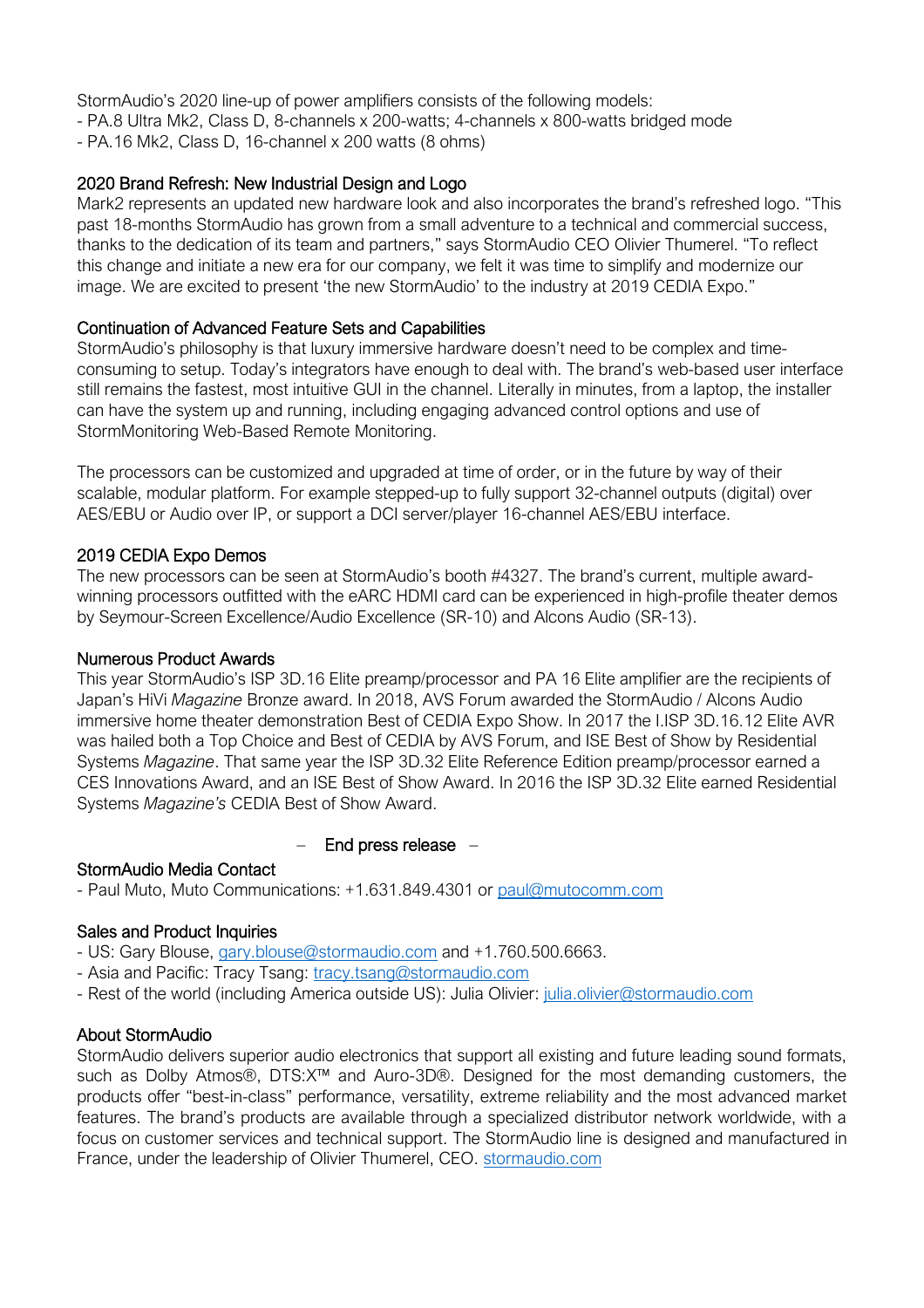StormAudio's 2020 line-up of power amplifiers consists of the following models:
- PA.8 Ultra Mk2, Class D, 8-channels x 200-watts; 4-channels x 800-watts bridged mode
- PA.16 Mk2, Class D, 16-channel x 200 watts (8 ohms)

## 2020 Brand Refresh: New Industrial Design and Logo

Mark2 represents an updated new hardware look and also incorporates the brand's refreshed logo. "This past 18-months StormAudio has grown from a small adventure to a technical and commercial success, thanks to the dedication of its team and partners," says StormAudio CEO Olivier Thumerel. "To reflect this change and initiate a new era for our company, we felt it was time to simplify and modernize our image. We are excited to present 'the new StormAudio' to the industry at 2019 CEDIA Expo."

## Continuation of Advanced Feature Sets and Capabilities

StormAudio's philosophy is that luxury immersive hardware doesn't need to be complex and time-consuming to setup. Today's integrators have enough to deal with. The brand's web-based user interface still remains the fastest, most intuitive GUI in the channel. Literally in minutes, from a laptop, the installer can have the system up and running, including engaging advanced control options and use of StormMonitoring Web-Based Remote Monitoring.

The processors can be customized and upgraded at time of order, or in the future by way of their scalable, modular platform. For example stepped-up to fully support 32-channel outputs (digital) over AES/EBU or Audio over IP, or support a DCI server/player 16-channel AES/EBU interface.

## 2019 CEDIA Expo Demos

The new processors can be seen at StormAudio's booth #4327. The brand's current, multiple award-winning processors outfitted with the eARC HDMI card can be experienced in high-profile theater demos by Seymour-Screen Excellence/Audio Excellence (SR-10) and Alcons Audio (SR-13).

## Numerous Product Awards

This year StormAudio's ISP 3D.16 Elite preamp/processor and PA 16 Elite amplifier are the recipients of Japan's HiVi *Magazine* Bronze award. In 2018, AVS Forum awarded the StormAudio / Alcons Audio immersive home theater demonstration Best of CEDIA Expo Show. In 2017 the I.ISP 3D.16.12 Elite AVR was hailed both a Top Choice and Best of CEDIA by AVS Forum, and ISE Best of Show by Residential Systems *Magazine*. That same year the ISP 3D.32 Elite Reference Edition preamp/processor earned a CES Innovations Award, and an ISE Best of Show Award. In 2016 the ISP 3D.32 Elite earned Residential Systems *Magazine's* CEDIA Best of Show Award.

– End press release –

## StormAudio Media Contact

- Paul Muto, Muto Communications: +1.631.849.4301 or paul@mutocomm.com

## Sales and Product Inquiries

- US: Gary Blouse, gary.blouse@stormaudio.com and +1.760.500.6663.
- Asia and Pacific: Tracy Tsang: tracy.tsang@stormaudio.com
- Rest of the world (including America outside US): Julia Olivier: julia.olivier@stormaudio.com

## About StormAudio

StormAudio delivers superior audio electronics that support all existing and future leading sound formats, such as Dolby Atmos®, DTS:X™ and Auro-3D®. Designed for the most demanding customers, the products offer "best-in-class" performance, versatility, extreme reliability and the most advanced market features. The brand's products are available through a specialized distributor network worldwide, with a focus on customer services and technical support. The StormAudio line is designed and manufactured in France, under the leadership of Olivier Thumerel, CEO. stormaudio.com